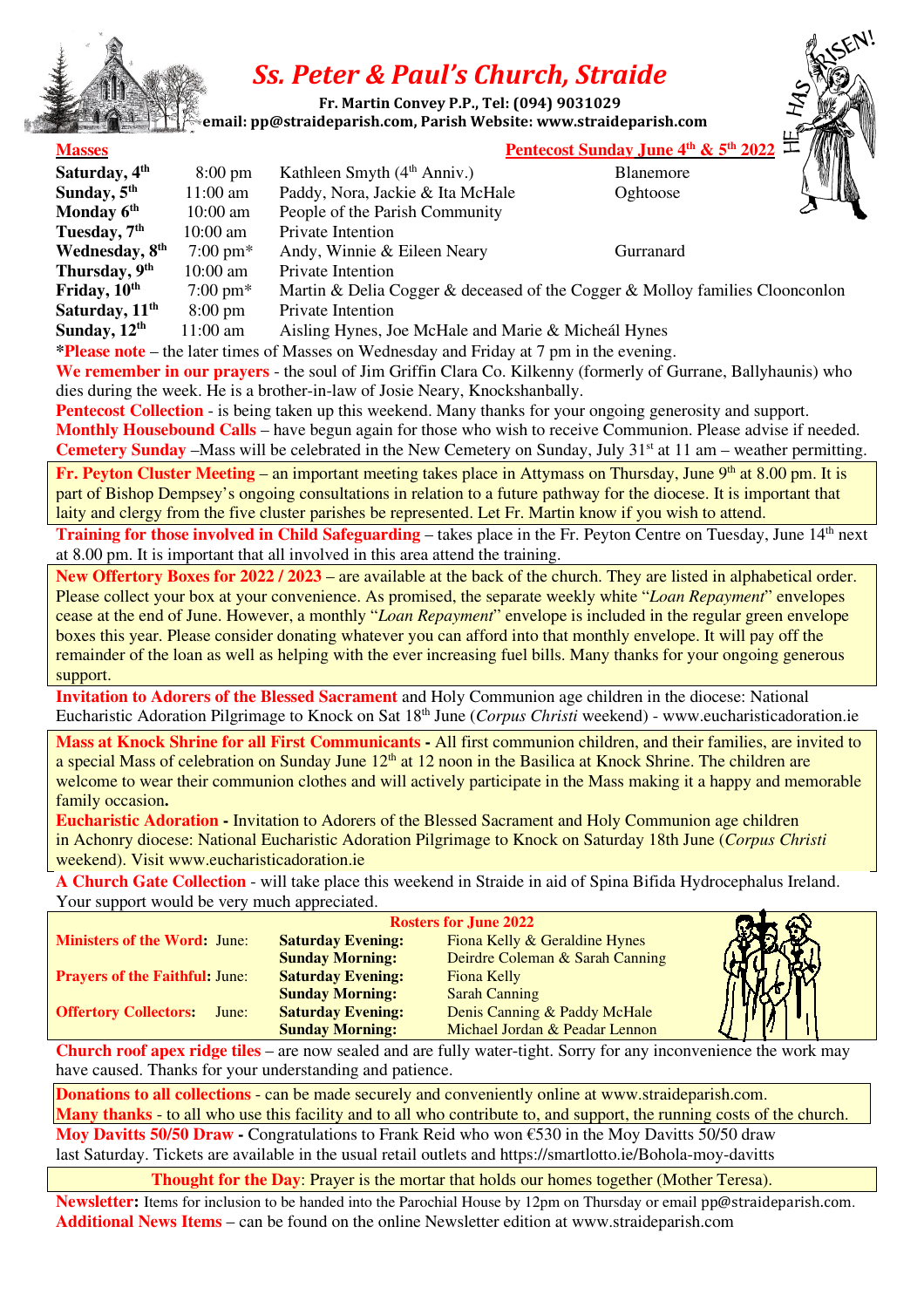# Ss. Peter & Paul's Church, Straide

**Fr. Martin Convey P.P., Tel: (094) 9031029**
**email: pp@straideparish.com, Parish Website: www.straideparish.com**

HE HAS RISEN!

**Masses** — **Pentecost Sunday June 4th & 5th 2022**

| | | | |
|---|---|---|---|
| **Saturday, 4th** | 8:00 pm | Kathleen Smyth (4th Anniv.) | Blanemore |
| **Sunday, 5th** | 11:00 am | Paddy, Nora, Jackie & Ita McHale | Oghtoose |
| **Monday 6th** | 10:00 am | People of the Parish Community | |
| **Tuesday, 7th** | 10:00 am | Private Intention | |
| **Wednesday, 8th** | 7:00 pm* | Andy, Winnie & Eileen Neary | Gurranard |
| **Thursday, 9th** | 10:00 am | Private Intention | |
| **Friday, 10th** | 7:00 pm* | Martin & Delia Cogger & deceased of the Cogger & Molloy families | Clooncolon |
| **Saturday, 11th** | 8:00 pm | Private Intention | |
| **Sunday, 12th** | 11:00 am | Aisling Hynes, Joe McHale and Marie & Micheál Hynes | |

***Please note** – the later times of Masses on Wednesday and Friday at 7 pm in the evening.

**We remember in our prayers** - the soul of Jim Griffin Clara Co. Kilkenny (formerly of Gurrane, Ballyhaunis) who dies during the week. He is a brother-in-law of Josie Neary, Knockshanbally.

**Pentecost Collection** - is being taken up this weekend. Many thanks for your ongoing generosity and support.

**Monthly Housebound Calls** – have begun again for those who wish to receive Communion. Please advise if needed.

**Cemetery Sunday** –Mass will be celebrated in the New Cemetery on Sunday, July 31st at 11 am – weather permitting.

**Fr. Peyton Cluster Meeting** – an important meeting takes place in Attymass on Thursday, June 9th at 8.00 pm. It is part of Bishop Dempsey's ongoing consultations in relation to a future pathway for the diocese. It is important that laity and clergy from the five cluster parishes be represented. Let Fr. Martin know if you wish to attend.

**Training for those involved in Child Safeguarding** – takes place in the Fr. Peyton Centre on Tuesday, June 14th next at 8.00 pm. It is important that all involved in this area attend the training.

**New Offertory Boxes for 2022 / 2023** – are available at the back of the church. They are listed in alphabetical order. Please collect your box at your convenience. As promised, the separate weekly white "*Loan Repayment*" envelopes cease at the end of June. However, a monthly "*Loan Repayment*" envelope is included in the regular green envelope boxes this year. Please consider donating whatever you can afford into that monthly envelope. It will pay off the remainder of the loan as well as helping with the ever increasing fuel bills. Many thanks for your ongoing generous support.

**Invitation to Adorers of the Blessed Sacrament** and Holy Communion age children in the diocese: National Eucharistic Adoration Pilgrimage to Knock on Sat 18th June (*Corpus Christi* weekend) - www.eucharisticadoration.ie

**Mass at Knock Shrine for all First Communicants -** All first communion children, and their families, are invited to a special Mass of celebration on Sunday June 12th at 12 noon in the Basilica at Knock Shrine. The children are welcome to wear their communion clothes and will actively participate in the Mass making it a happy and memorable family occasion**.**

**Eucharistic Adoration -** Invitation to Adorers of the Blessed Sacrament and Holy Communion age children in Achonry diocese: National Eucharistic Adoration Pilgrimage to Knock on Saturday 18th June (*Corpus Christi* weekend). Visit www.eucharisticadoration.ie

**A Church Gate Collection** - will take place this weekend in Straide in aid of Spina Bifida Hydrocephalus Ireland. Your support would be very much appreciated.

**Rosters for June 2022**

| | | |
|---|---|---|
| **Ministers of the Word**: June: | **Saturday Evening:** | Fiona Kelly & Geraldine Hynes |
| | **Sunday Morning:** | Deirdre Coleman & Sarah Canning |
| **Prayers of the Faithful**: June: | **Saturday Evening:** | Fiona Kelly |
| | **Sunday Morning:** | Sarah Canning |
| **Offertory Collectors**: June: | **Saturday Evening:** | Denis Canning & Paddy McHale |
| | **Sunday Morning:** | Michael Jordan & Peadar Lennon |

**Church roof apex ridge tiles** – are now sealed and are fully water-tight. Sorry for any inconvenience the work may have caused. Thanks for your understanding and patience.

**Donations to all collections** - can be made securely and conveniently online at www.straideparish.com.
**Many thanks** - to all who use this facility and to all who contribute to, and support, the running costs of the church.

**Moy Davitts 50/50 Draw -** Congratulations to Frank Reid who won €530 in the Moy Davitts 50/50 draw last Saturday. Tickets are available in the usual retail outlets and https://smartlotto.ie/Bohola-moy-davitts

**Thought for the Day**: Prayer is the mortar that holds our homes together (Mother Teresa).

**Newsletter:** Items for inclusion to be handed into the Parochial House by 12pm on Thursday or email pp@straideparish.com.
**Additional News Items** – can be found on the online Newsletter edition at www.straideparish.com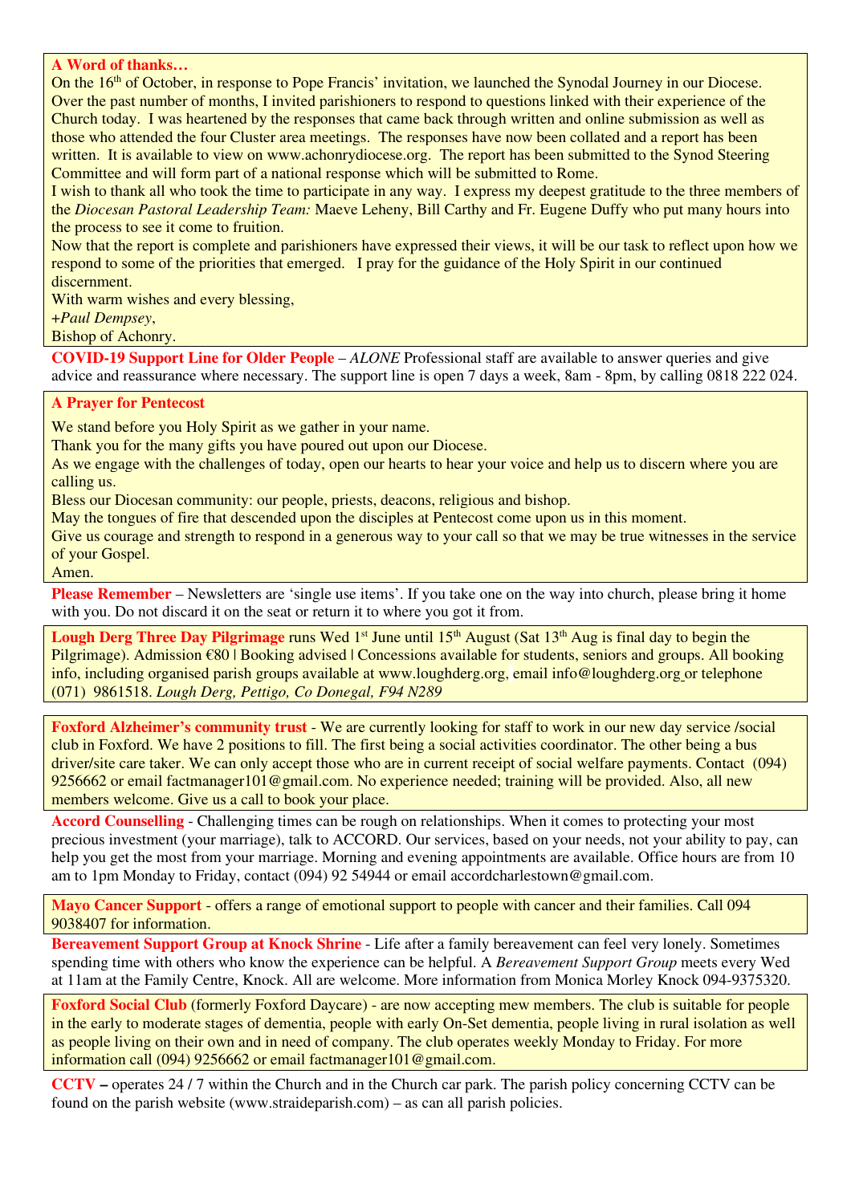**A Word of thanks…**

On the 16th of October, in response to Pope Francis' invitation, we launched the Synodal Journey in our Diocese. Over the past number of months, I invited parishioners to respond to questions linked with their experience of the Church today. I was heartened by the responses that came back through written and online submission as well as those who attended the four Cluster area meetings. The responses have now been collated and a report has been written. It is available to view on www.achonrydiocese.org. The report has been submitted to the Synod Steering Committee and will form part of a national response which will be submitted to Rome.

I wish to thank all who took the time to participate in any way. I express my deepest gratitude to the three members of the *Diocesan Pastoral Leadership Team:* Maeve Leheny, Bill Carthy and Fr. Eugene Duffy who put many hours into the process to see it come to fruition.

Now that the report is complete and parishioners have expressed their views, it will be our task to reflect upon how we respond to some of the priorities that emerged. I pray for the guidance of the Holy Spirit in our continued discernment.

With warm wishes and every blessing,

*+Paul Dempsey*,

Bishop of Achonry.

**COVID-19 Support Line for Older People** – *ALONE* Professional staff are available to answer queries and give advice and reassurance where necessary. The support line is open 7 days a week, 8am - 8pm, by calling 0818 222 024.

**A Prayer for Pentecost**

We stand before you Holy Spirit as we gather in your name.
Thank you for the many gifts you have poured out upon our Diocese.
As we engage with the challenges of today, open our hearts to hear your voice and help us to discern where you are calling us.
Bless our Diocesan community: our people, priests, deacons, religious and bishop.
May the tongues of fire that descended upon the disciples at Pentecost come upon us in this moment.
Give us courage and strength to respond in a generous way to your call so that we may be true witnesses in the service of your Gospel.
Amen.

**Please Remember** – Newsletters are 'single use items'. If you take one on the way into church, please bring it home with you. Do not discard it on the seat or return it to where you got it from.

**Lough Derg Three Day Pilgrimage** runs Wed 1st June until 15th August (Sat 13th Aug is final day to begin the Pilgrimage). Admission €80 | Booking advised | Concessions available for students, seniors and groups. All booking info, including organised parish groups available at www.loughderg.org, email info@loughderg.org or telephone (071) 9861518. *Lough Derg, Pettigo, Co Donegal, F94 N289*

**Foxford Alzheimer's community trust** - We are currently looking for staff to work in our new day service /social club in Foxford. We have 2 positions to fill. The first being a social activities coordinator. The other being a bus driver/site care taker. We can only accept those who are in current receipt of social welfare payments. Contact (094) 9256662 or email factmanager101@gmail.com. No experience needed; training will be provided. Also, all new members welcome. Give us a call to book your place.

**Accord Counselling** - Challenging times can be rough on relationships. When it comes to protecting your most precious investment (your marriage), talk to ACCORD. Our services, based on your needs, not your ability to pay, can help you get the most from your marriage. Morning and evening appointments are available. Office hours are from 10 am to 1pm Monday to Friday, contact (094) 92 54944 or email accordcharlestown@gmail.com.

**Mayo Cancer Support** - offers a range of emotional support to people with cancer and their families. Call 094 9038407 for information.

**Bereavement Support Group at Knock Shrine** - Life after a family bereavement can feel very lonely. Sometimes spending time with others who know the experience can be helpful. A *Bereavement Support Group* meets every Wed at 11am at the Family Centre, Knock. All are welcome. More information from Monica Morley Knock 094-9375320.

**Foxford Social Club** (formerly Foxford Daycare) - are now accepting mew members. The club is suitable for people in the early to moderate stages of dementia, people with early On-Set dementia, people living in rural isolation as well as people living on their own and in need of company. The club operates weekly Monday to Friday. For more information call (094) 9256662 or email factmanager101@gmail.com.

**CCTV –** operates 24 / 7 within the Church and in the Church car park. The parish policy concerning CCTV can be found on the parish website (www.straideparish.com) – as can all parish policies.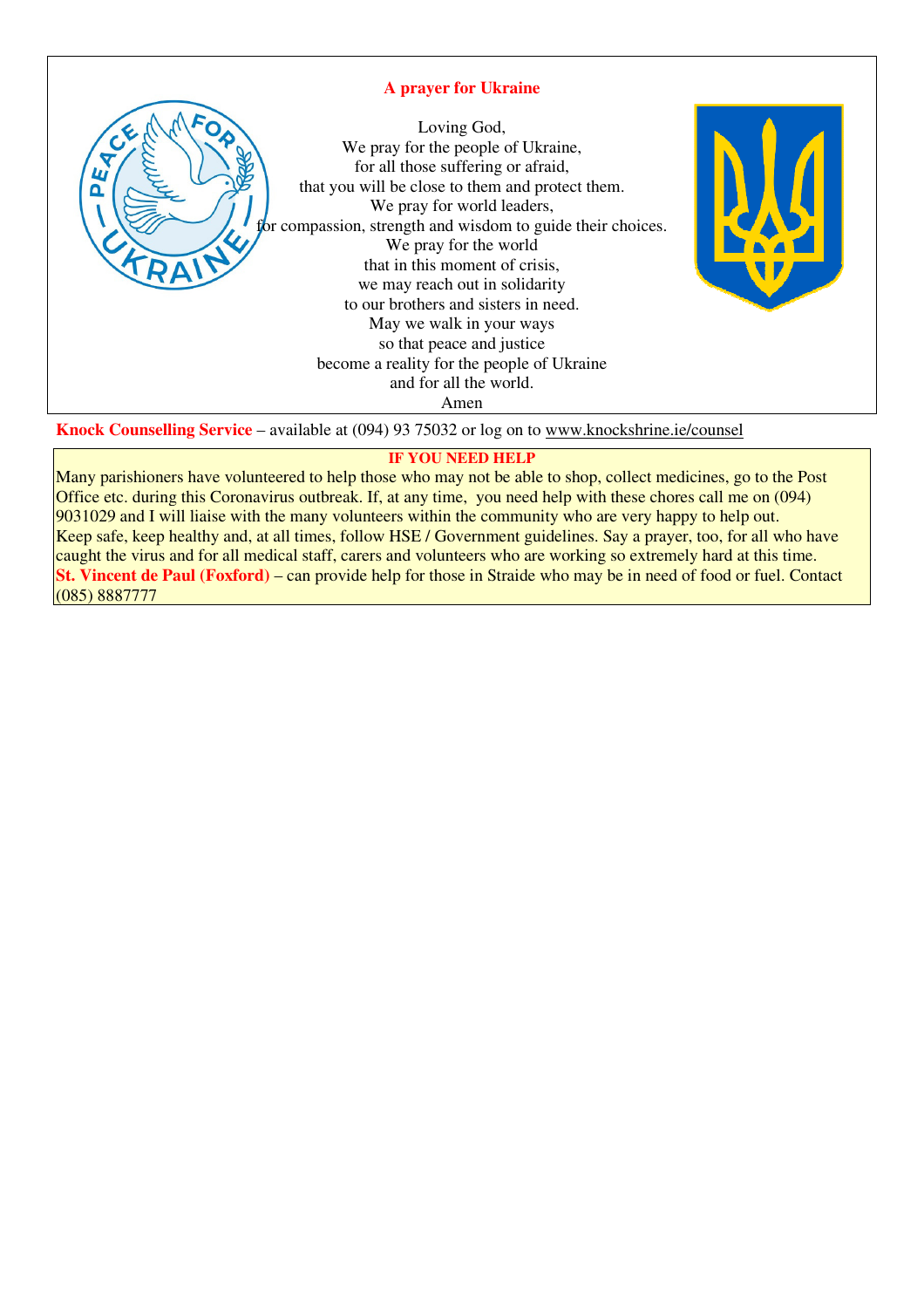### A prayer for Ukraine

Loving God,
We pray for the people of Ukraine,
for all those suffering or afraid,
that you will be close to them and protect them.
We pray for world leaders,
for compassion, strength and wisdom to guide their choices.
We pray for the world
that in this moment of crisis,
we may reach out in solidarity
to our brothers and sisters in need.
May we walk in your ways
so that peace and justice
become a reality for the people of Ukraine
and for all the world.
Amen

**Knock Counselling Service** – available at (094) 93 75032 or log on to www.knockshrine.ie/counsel

**IF YOU NEED HELP**

Many parishioners have volunteered to help those who may not be able to shop, collect medicines, go to the Post Office etc. during this Coronavirus outbreak. If, at any time, you need help with these chores call me on (094) 9031029 and I will liaise with the many volunteers within the community who are very happy to help out.
Keep safe, keep healthy and, at all times, follow HSE / Government guidelines. Say a prayer, too, for all who have caught the virus and for all medical staff, carers and volunteers who are working so extremely hard at this time.
**St. Vincent de Paul (Foxford)** – can provide help for those in Straide who may be in need of food or fuel. Contact (085) 8887777